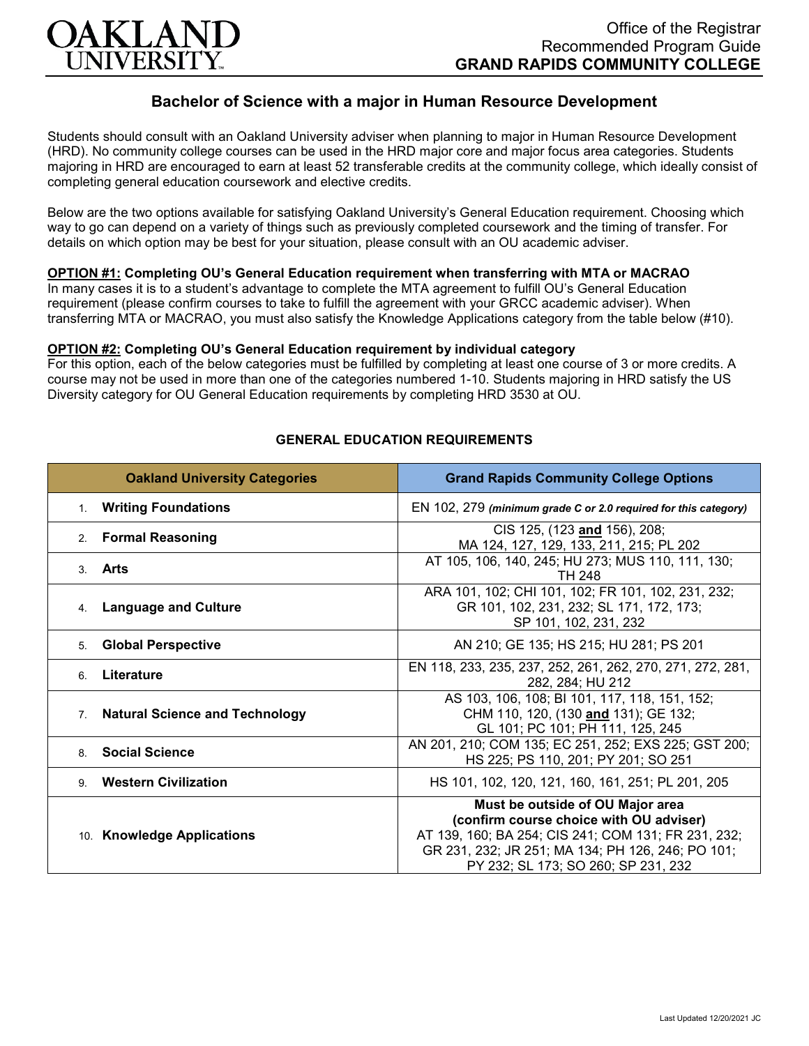# Bachelor of Science with a major in Human Resource Development

Students should consult with an Oakland University adviser when planning to major in Human Resource Development (HRD). No community college courses can be used in the HRD major core and major focus area categories. Students majoring in HRD are encouraged to earn at least 52 transferable credits at the community college, which ideally consist of completing general education coursework and elective credits.

Below are the two options available for satisfying Oakland University's General Education requirement. Choosing which way to go can depend on a variety of things such as previously completed coursework and the timing of transfer. For details on which option may be best for your situation, please consult with an OU academic adviser.

**OPTION #1: Completing OU's General Education requirement when transferring with MTA or MACRAO**
In many cases it is to a student's advantage to complete the MTA agreement to fulfill OU's General Education requirement (please confirm courses to take to fulfill the agreement with your GRCC academic adviser). When transferring MTA or MACRAO, you must also satisfy the Knowledge Applications category from the table below (#10).

**OPTION #2: Completing OU's General Education requirement by individual category**
For this option, each of the below categories must be fulfilled by completing at least one course of 3 or more credits. A course may not be used in more than one of the categories numbered 1-10. Students majoring in HRD satisfy the US Diversity category for OU General Education requirements by completing HRD 3530 at OU.

## GENERAL EDUCATION REQUIREMENTS

| Oakland University Categories | Grand Rapids Community College Options |
|---|---|
| 1. **Writing Foundations** | EN 102, 279 ***(minimum grade C or 2.0 required for this category)*** |
| 2. **Formal Reasoning** | CIS 125, (123 **and** 156), 208; MA 124, 127, 129, 133, 211, 215; PL 202 |
| 3. **Arts** | AT 105, 106, 140, 245; HU 273; MUS 110, 111, 130; TH 248 |
| 4. **Language and Culture** | ARA 101, 102; CHI 101, 102; FR 101, 102, 231, 232; GR 101, 102, 231, 232; SL 171, 172, 173; SP 101, 102, 231, 232 |
| 5. **Global Perspective** | AN 210; GE 135; HS 215; HU 281; PS 201 |
| 6. **Literature** | EN 118, 233, 235, 237, 252, 261, 262, 270, 271, 272, 281, 282, 284; HU 212 |
| 7. **Natural Science and Technology** | AS 103, 106, 108; BI 101, 117, 118, 151, 152; CHM 110, 120, (130 **and** 131); GE 132; GL 101; PC 101; PH 111, 125, 245 |
| 8. **Social Science** | AN 201, 210; COM 135; EC 251, 252; EXS 225; GST 200; HS 225; PS 110, 201; PY 201; SO 251 |
| 9. **Western Civilization** | HS 101, 102, 120, 121, 160, 161, 251; PL 201, 205 |
| 10. **Knowledge Applications** | **Must be outside of OU Major area (confirm course choice with OU adviser)** AT 139, 160; BA 254; CIS 241; COM 131; FR 231, 232; GR 231, 232; JR 251; MA 134; PH 126, 246; PO 101; PY 232; SL 173; SO 260; SP 231, 232 |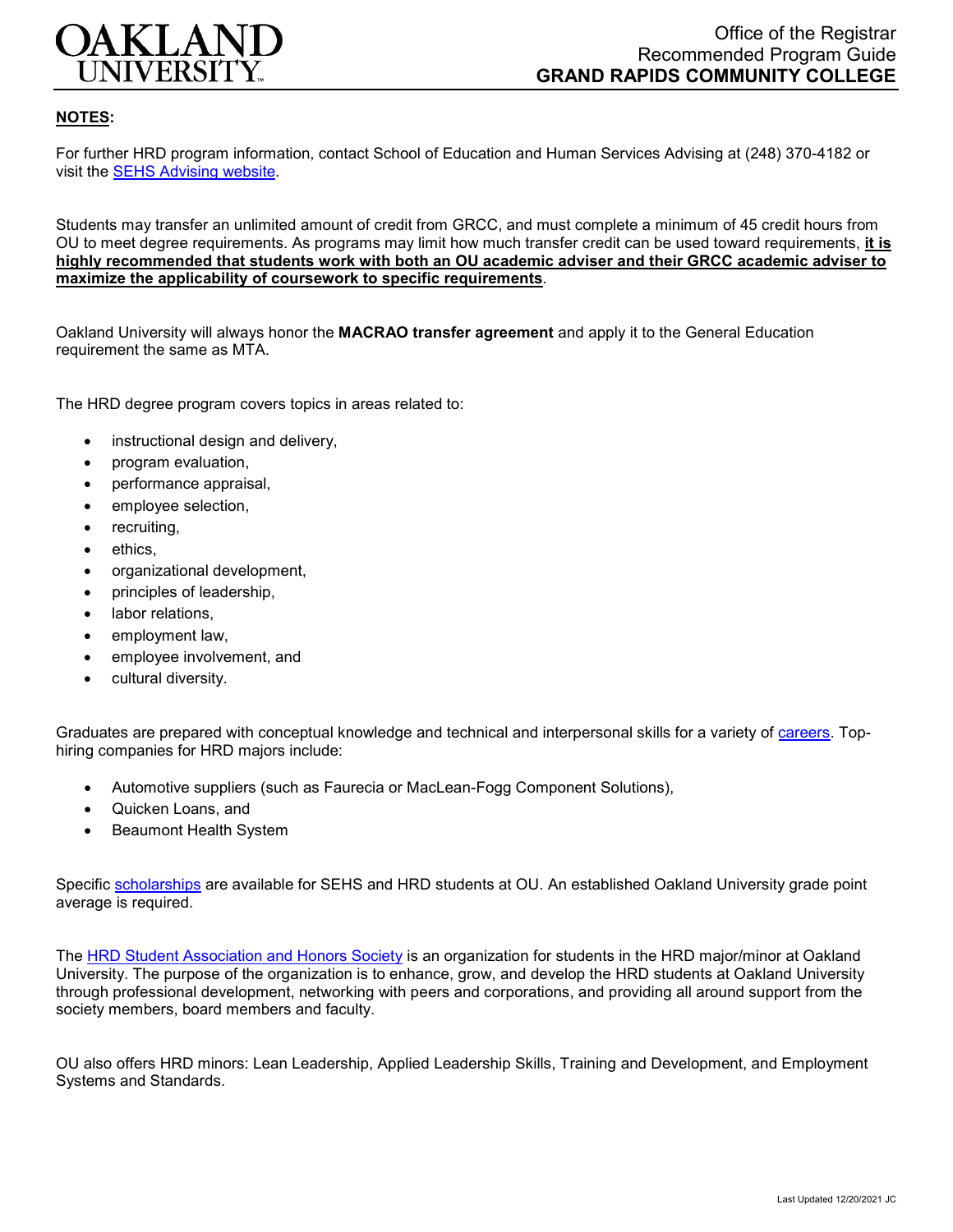**NOTES**:

For further HRD program information, contact School of Education and Human Services Advising at (248) 370-4182 or visit the SEHS Advising website.

Students may transfer an unlimited amount of credit from GRCC, and must complete a minimum of 45 credit hours from OU to meet degree requirements. As programs may limit how much transfer credit can be used toward requirements, **it is highly recommended that students work with both an OU academic adviser and their GRCC academic adviser to maximize the applicability of coursework to specific requirements**.

Oakland University will always honor the **MACRAO transfer agreement** and apply it to the General Education requirement the same as MTA.

The HRD degree program covers topics in areas related to:

- instructional design and delivery,
- program evaluation,
- performance appraisal,
- employee selection,
- recruiting,
- ethics,
- organizational development,
- principles of leadership,
- labor relations,
- employment law,
- employee involvement, and
- cultural diversity.

Graduates are prepared with conceptual knowledge and technical and interpersonal skills for a variety of careers. Top-hiring companies for HRD majors include:

- Automotive suppliers (such as Faurecia or MacLean-Fogg Component Solutions),
- Quicken Loans, and
- Beaumont Health System

Specific scholarships are available for SEHS and HRD students at OU. An established Oakland University grade point average is required.

The HRD Student Association and Honors Society is an organization for students in the HRD major/minor at Oakland University. The purpose of the organization is to enhance, grow, and develop the HRD students at Oakland University through professional development, networking with peers and corporations, and providing all around support from the society members, board members and faculty.

OU also offers HRD minors: Lean Leadership, Applied Leadership Skills, Training and Development, and Employment Systems and Standards.

Last Updated 12/20/2021 JC